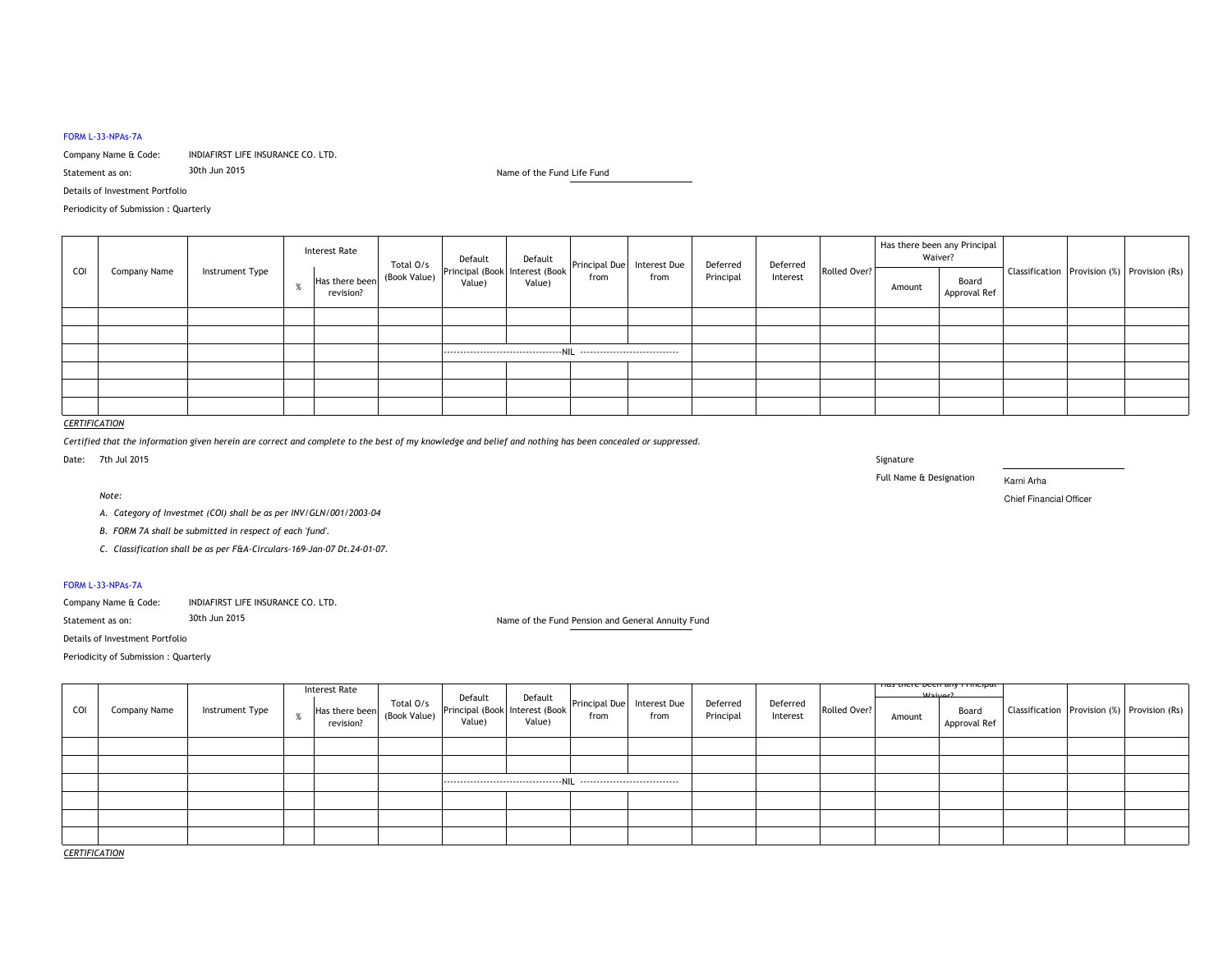FORM L-33-NPAs-7A

Company Name & Code: INDIAFIRST LIFE INSURANCE CO. LTD.

Statement as on: 30th Jun 2015

Name of the Fund Life Fund

Details of Investment Portfolio

Periodicity of Submission : Quarterly

| COI | Company Name | Instrument Type | Interest Rate | | Total O/s (Book Value) | Default Principal (Book Value) | Default Interest (Book Value) | Principal Due from | Interest Due from | Deferred Principal | Deferred Interest | Rolled Over? | Has there been any Principal Waiver? | | Classification | Provision (%) | Provision (Rs) |
|---|---|---|---|---|---|---|---|---|---|---|---|---|---|---|---|---|---|
| | | | % | Has there been revision? | | | | | | | | | Amount | Board Approval Ref | | | |
| | | | | | | | | | | | | | | | | | |
| | | | | | | | | | | | | | | | | | |
| | | | | | | -----------------------------------NIL ----------------------------- | | | | | | | | | | | |
| | | | | | | | | | | | | | | | | | |
| | | | | | | | | | | | | | | | | | |
| | | | | | | | | | | | | | | | | | |

*CERTIFICATION*

*Certified that the information given herein are correct and complete to the best of my knowledge and belief and nothing has been concealed or suppressed.*

Date: 7th Jul 2015

Signature

Full Name & Designation Karni Arha

Chief Financial Officer

*Note:*

*A. Category of Investmet (COI) shall be as per INV/GLN/001/2003-04*

*B. FORM 7A shall be submitted in respect of each 'fund'.*

*C. Classification shall be as per F&A-Circulars-169-Jan-07 Dt.24-01-07.*

FORM L-33-NPAs-7A

Company Name & Code: INDIAFIRST LIFE INSURANCE CO. LTD.

Statement as on: 30th Jun 2015

Name of the Fund Pension and General Annuity Fund

Details of Investment Portfolio

Periodicity of Submission : Quarterly

| COI | Company Name | Instrument Type | Interest Rate | | Total O/s (Book Value) | Default Principal (Book Value) | Default Interest (Book Value) | Principal Due from | Interest Due from | Deferred Principal | Deferred Interest | Rolled Over? | Has there been any Principal Waiver? | | Classification | Provision (%) | Provision (Rs) |
|---|---|---|---|---|---|---|---|---|---|---|---|---|---|---|---|---|---|
| | | | % | Has there been revision? | | | | | | | | | Amount | Board Approval Ref | | | |
| | | | | | | | | | | | | | | | | | |
| | | | | | | | | | | | | | | | | | |
| | | | | | | -----------------------------------NIL ----------------------------- | | | | | | | | | | | |
| | | | | | | | | | | | | | | | | | |
| | | | | | | | | | | | | | | | | | |
| | | | | | | | | | | | | | | | | | |

*CERTIFICATION*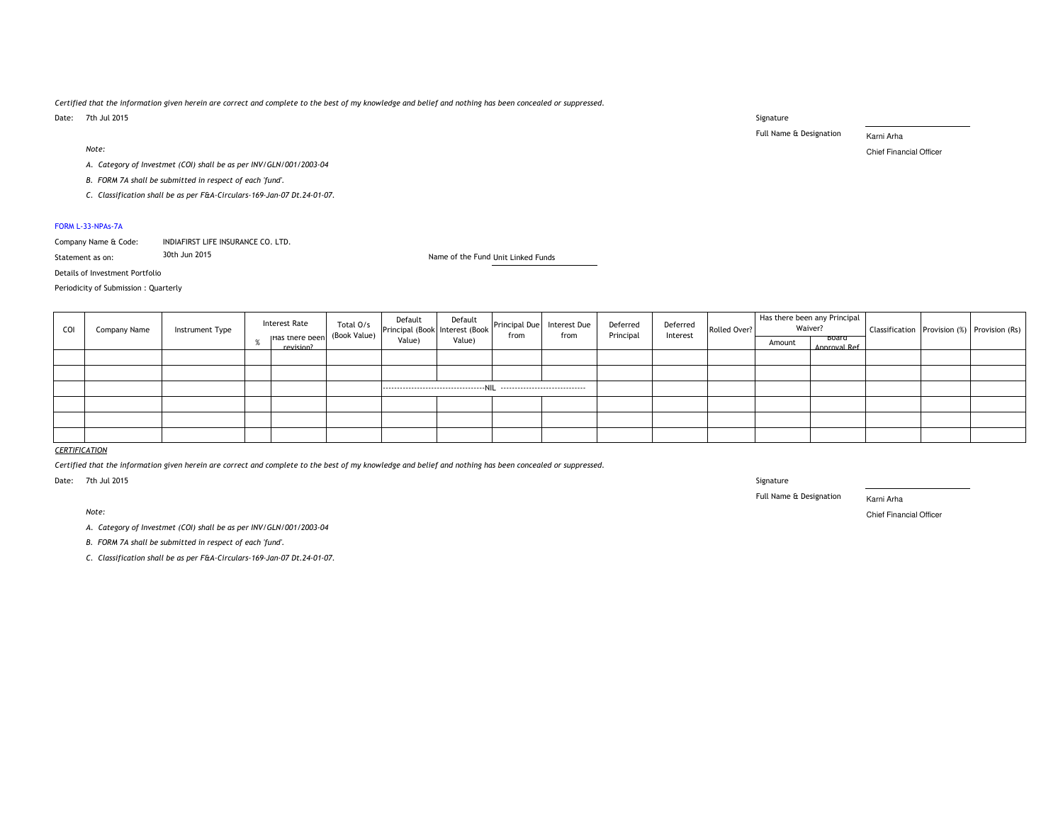*Certified that the information given herein are correct and complete to the best of my knowledge and belief and nothing has been concealed or suppressed.*

Date: 7th Jul 2015

Signature

Full Name & Designation Karni Arha

Chief Financial Officer

*Note:*

*A. Category of Investmet (COI) shall be as per INV/GLN/001/2003-04*

*B. FORM 7A shall be submitted in respect of each 'fund'.*

*C. Classification shall be as per F&A-Circulars-169-Jan-07 Dt.24-01-07.*

FORM L-33-NPAs-7A

Company Name & Code: INDIAFIRST LIFE INSURANCE CO. LTD.

Statement as on: 30th Jun 2015

Name of the Fund Unit Linked Funds

Details of Investment Portfolio

Periodicity of Submission : Quarterly

| COI | Company Name | Instrument Type | Interest Rate | | Total O/s (Book Value) | Default Principal (Book Value) | Default Interest (Book Value) | Principal Due from | Interest Due from | Deferred Principal | Deferred Interest | Rolled Over? | Has there been any Principal Waiver? | | Classification | Provision (%) | Provision (Rs) |
|---|---|---|---|---|---|---|---|---|---|---|---|---|---|---|---|---|---|
| | | | % | Has there been revision? | | | | | | | | | Amount | Board Approval Ref | | | |
| | | | | | | | | | | | | | | | | | |
| | | | | | | | | | | | | | | | | | |
| | | | | | | -----------------------------------NIL ----------------------------- | | | | | | | | | | | |
| | | | | | | | | | | | | | | | | | |
| | | | | | | | | | | | | | | | | | |
| | | | | | | | | | | | | | | | | | |

*CERTIFICATION*

*Certified that the information given herein are correct and complete to the best of my knowledge and belief and nothing has been concealed or suppressed.*

Date: 7th Jul 2015

Signature

Full Name & Designation Karni Arha

Chief Financial Officer

*Note:*

*A. Category of Investmet (COI) shall be as per INV/GLN/001/2003-04*

*B. FORM 7A shall be submitted in respect of each 'fund'.*

*C. Classification shall be as per F&A-Circulars-169-Jan-07 Dt.24-01-07.*